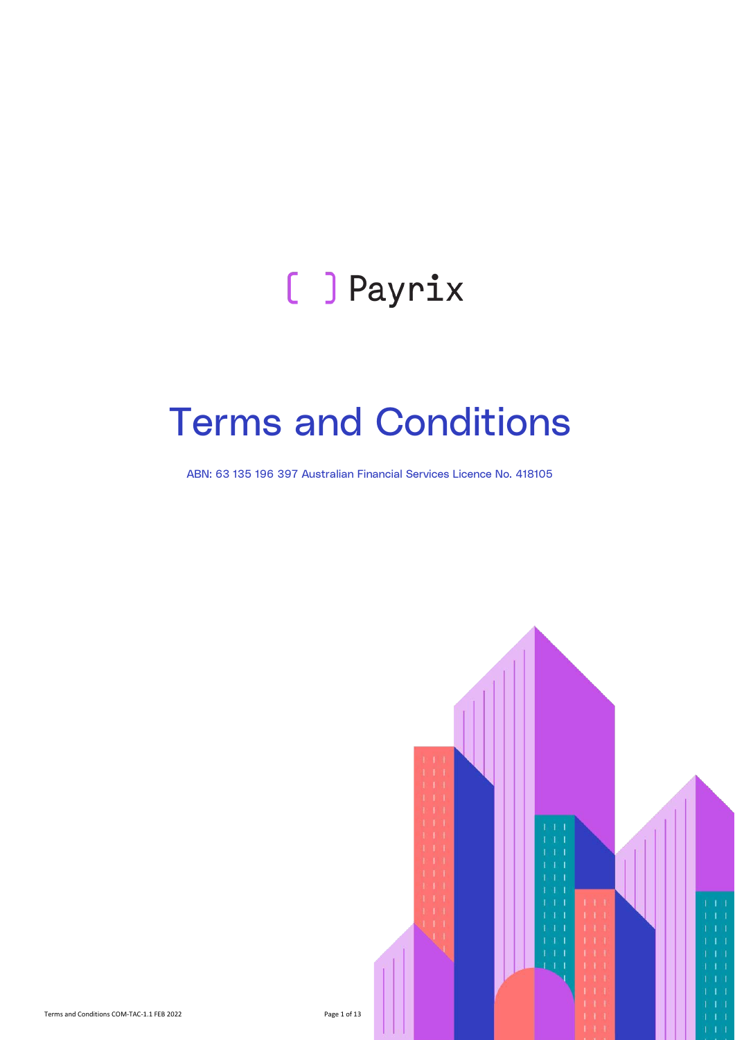[ ] Payrix

# Terms and Conditions

ABN: 63 135 196 397 Australian Financial Services Licence No. 418105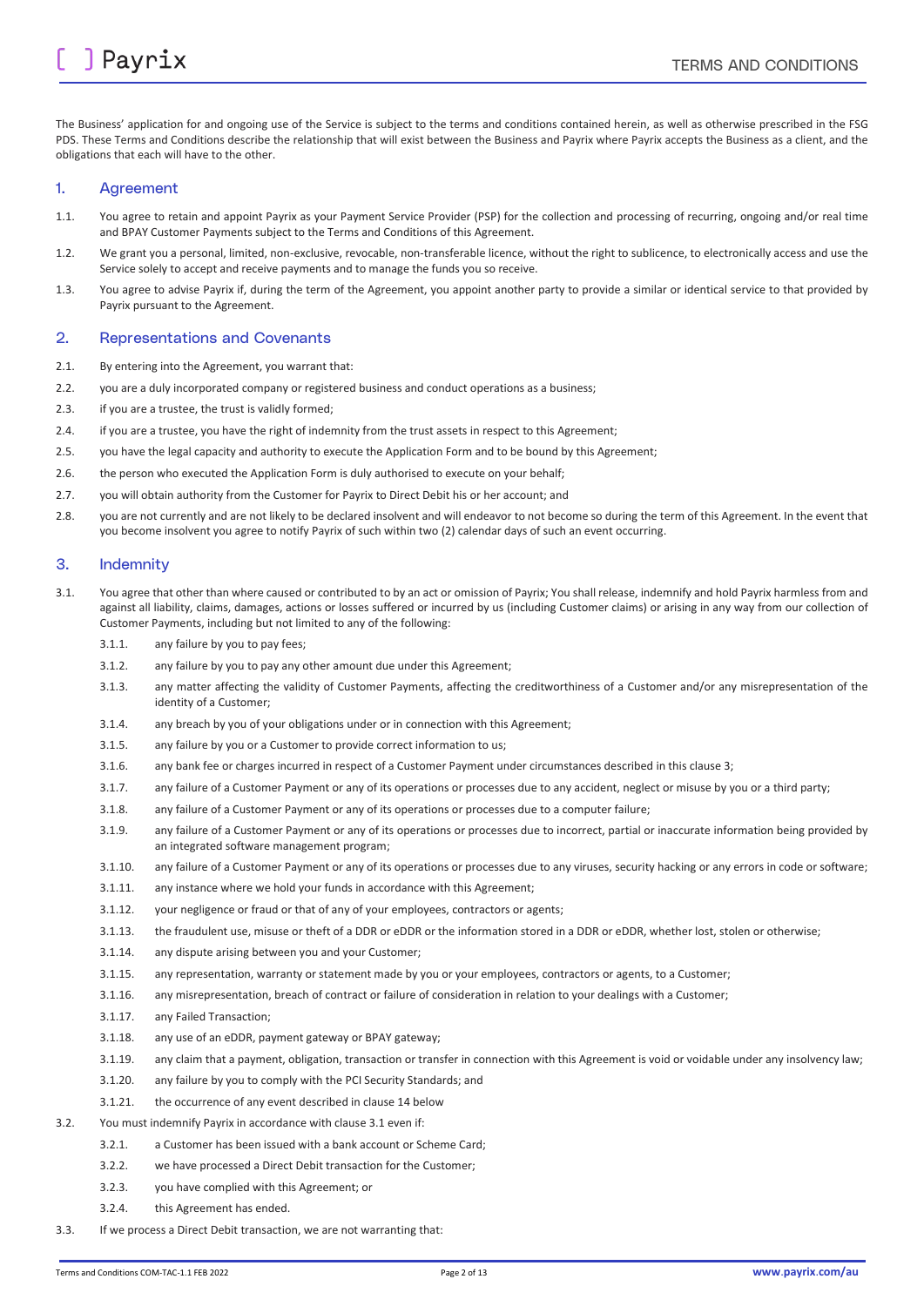The Business' application for and ongoing use of the Service is subject to the terms and conditions contained herein, as well as otherwise prescribed in the FSG PDS. These Terms and Conditions describe the relationship that will exist between the Business and Payrix where Payrix accepts the Business as a client, and the obligations that each will have to the other.

## 1. Agreement

1.1. You agree to retain and appoint Payrix as your Payment Service Provider (PSP) for the collection and processing of recurring, ongoing and/or real time and BPAY Customer Payments subject to the Terms and Conditions of this Agreement.

1.2. We grant you a personal, limited, non-exclusive, revocable, non-transferable licence, without the right to sublicence, to electronically access and use the Service solely to accept and receive payments and to manage the funds you so receive.

1.3. You agree to advise Payrix if, during the term of the Agreement, you appoint another party to provide a similar or identical service to that provided by Payrix pursuant to the Agreement.

## 2. Representations and Covenants

2.1. By entering into the Agreement, you warrant that:

2.2. you are a duly incorporated company or registered business and conduct operations as a business;

2.3. if you are a trustee, the trust is validly formed;

2.4. if you are a trustee, you have the right of indemnity from the trust assets in respect to this Agreement;

2.5. you have the legal capacity and authority to execute the Application Form and to be bound by this Agreement;

2.6. the person who executed the Application Form is duly authorised to execute on your behalf;

2.7. you will obtain authority from the Customer for Payrix to Direct Debit his or her account; and

2.8. you are not currently and are not likely to be declared insolvent and will endeavor to not become so during the term of this Agreement. In the event that you become insolvent you agree to notify Payrix of such within two (2) calendar days of such an event occurring.

## 3. Indemnity

3.1. You agree that other than where caused or contributed to by an act or omission of Payrix; You shall release, indemnify and hold Payrix harmless from and against all liability, claims, damages, actions or losses suffered or incurred by us (including Customer claims) or arising in any way from our collection of Customer Payments, including but not limited to any of the following:

- 3.1.1. any failure by you to pay fees;
- 3.1.2. any failure by you to pay any other amount due under this Agreement;
- 3.1.3. any matter affecting the validity of Customer Payments, affecting the creditworthiness of a Customer and/or any misrepresentation of the identity of a Customer;
- 3.1.4. any breach by you of your obligations under or in connection with this Agreement;
- 3.1.5. any failure by you or a Customer to provide correct information to us;
- 3.1.6. any bank fee or charges incurred in respect of a Customer Payment under circumstances described in this clause 3;
- 3.1.7. any failure of a Customer Payment or any of its operations or processes due to any accident, neglect or misuse by you or a third party;
- 3.1.8. any failure of a Customer Payment or any of its operations or processes due to a computer failure;
- 3.1.9. any failure of a Customer Payment or any of its operations or processes due to incorrect, partial or inaccurate information being provided by an integrated software management program;
- 3.1.10. any failure of a Customer Payment or any of its operations or processes due to any viruses, security hacking or any errors in code or software;
- 3.1.11. any instance where we hold your funds in accordance with this Agreement;
- 3.1.12. your negligence or fraud or that of any of your employees, contractors or agents;
- 3.1.13. the fraudulent use, misuse or theft of a DDR or eDDR or the information stored in a DDR or eDDR, whether lost, stolen or otherwise;
- 3.1.14. any dispute arising between you and your Customer;
- 3.1.15. any representation, warranty or statement made by you or your employees, contractors or agents, to a Customer;
- 3.1.16. any misrepresentation, breach of contract or failure of consideration in relation to your dealings with a Customer;
- 3.1.17. any Failed Transaction;
- 3.1.18. any use of an eDDR, payment gateway or BPAY gateway;
- 3.1.19. any claim that a payment, obligation, transaction or transfer in connection with this Agreement is void or voidable under any insolvency law;
- 3.1.20. any failure by you to comply with the PCI Security Standards; and
- 3.1.21. the occurrence of any event described in clause 14 below

3.2. You must indemnify Payrix in accordance with clause 3.1 even if:

- 3.2.1. a Customer has been issued with a bank account or Scheme Card;
- 3.2.2. we have processed a Direct Debit transaction for the Customer;
- 3.2.3. you have complied with this Agreement; or
- 3.2.4. this Agreement has ended.

3.3. If we process a Direct Debit transaction, we are not warranting that: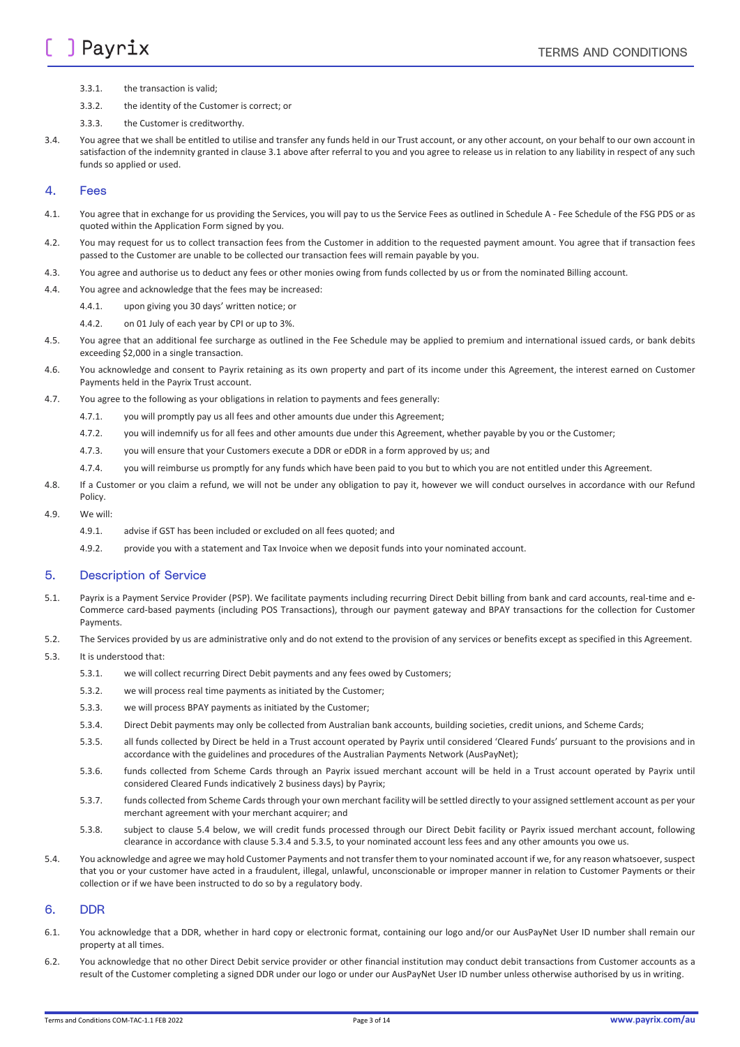3.3.1. the transaction is valid;

3.3.2. the identity of the Customer is correct; or

3.3.3. the Customer is creditworthy.

3.4. You agree that we shall be entitled to utilise and transfer any funds held in our Trust account, or any other account, on your behalf to our own account in satisfaction of the indemnity granted in clause 3.1 above after referral to you and you agree to release us in relation to any liability in respect of any such funds so applied or used.

## 4. Fees

4.1. You agree that in exchange for us providing the Services, you will pay to us the Service Fees as outlined in Schedule A - Fee Schedule of the FSG PDS or as quoted within the Application Form signed by you.

4.2. You may request for us to collect transaction fees from the Customer in addition to the requested payment amount. You agree that if transaction fees passed to the Customer are unable to be collected our transaction fees will remain payable by you.

4.3. You agree and authorise us to deduct any fees or other monies owing from funds collected by us or from the nominated Billing account.

4.4. You agree and acknowledge that the fees may be increased:

4.4.1. upon giving you 30 days' written notice; or

4.4.2. on 01 July of each year by CPI or up to 3%.

4.5. You agree that an additional fee surcharge as outlined in the Fee Schedule may be applied to premium and international issued cards, or bank debits exceeding $2,000 in a single transaction.

4.6. You acknowledge and consent to Payrix retaining as its own property and part of its income under this Agreement, the interest earned on Customer Payments held in the Payrix Trust account.

4.7. You agree to the following as your obligations in relation to payments and fees generally:

4.7.1. you will promptly pay us all fees and other amounts due under this Agreement;

4.7.2. you will indemnify us for all fees and other amounts due under this Agreement, whether payable by you or the Customer;

4.7.3. you will ensure that your Customers execute a DDR or eDDR in a form approved by us; and

4.7.4. you will reimburse us promptly for any funds which have been paid to you but to which you are not entitled under this Agreement.

4.8. If a Customer or you claim a refund, we will not be under any obligation to pay it, however we will conduct ourselves in accordance with our Refund Policy.

4.9. We will:

4.9.1. advise if GST has been included or excluded on all fees quoted; and

4.9.2. provide you with a statement and Tax Invoice when we deposit funds into your nominated account.

## 5. Description of Service

5.1. Payrix is a Payment Service Provider (PSP). We facilitate payments including recurring Direct Debit billing from bank and card accounts, real-time and e-Commerce card-based payments (including POS Transactions), through our payment gateway and BPAY transactions for the collection for Customer Payments.

5.2. The Services provided by us are administrative only and do not extend to the provision of any services or benefits except as specified in this Agreement.

5.3. It is understood that:

5.3.1. we will collect recurring Direct Debit payments and any fees owed by Customers;

5.3.2. we will process real time payments as initiated by the Customer;

5.3.3. we will process BPAY payments as initiated by the Customer;

5.3.4. Direct Debit payments may only be collected from Australian bank accounts, building societies, credit unions, and Scheme Cards;

5.3.5. all funds collected by Direct be held in a Trust account operated by Payrix until considered 'Cleared Funds' pursuant to the provisions and in accordance with the guidelines and procedures of the Australian Payments Network (AusPayNet);

5.3.6. funds collected from Scheme Cards through an Payrix issued merchant account will be held in a Trust account operated by Payrix until considered Cleared Funds indicatively 2 business days) by Payrix;

5.3.7. funds collected from Scheme Cards through your own merchant facility will be settled directly to your assigned settlement account as per your merchant agreement with your merchant acquirer; and

5.3.8. subject to clause 5.4 below, we will credit funds processed through our Direct Debit facility or Payrix issued merchant account, following clearance in accordance with clause 5.3.4 and 5.3.5, to your nominated account less fees and any other amounts you owe us.

5.4. You acknowledge and agree we may hold Customer Payments and not transfer them to your nominated account if we, for any reason whatsoever, suspect that you or your customer have acted in a fraudulent, illegal, unlawful, unconscionable or improper manner in relation to Customer Payments or their collection or if we have been instructed to do so by a regulatory body.

## 6. DDR

6.1. You acknowledge that a DDR, whether in hard copy or electronic format, containing our logo and/or our AusPayNet User ID number shall remain our property at all times.

6.2. You acknowledge that no other Direct Debit service provider or other financial institution may conduct debit transactions from Customer accounts as a result of the Customer completing a signed DDR under our logo or under our AusPayNet User ID number unless otherwise authorised by us in writing.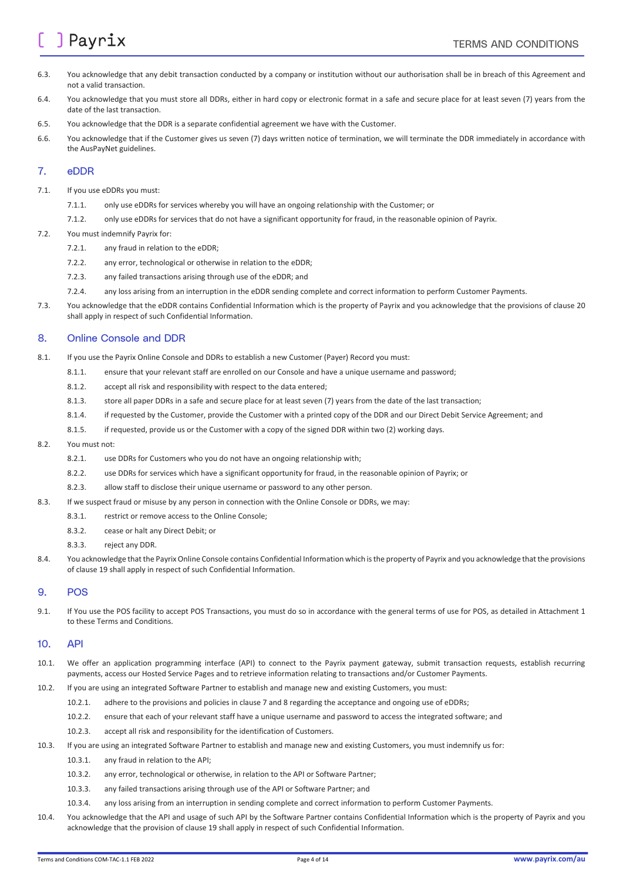6.3. You acknowledge that any debit transaction conducted by a company or institution without our authorisation shall be in breach of this Agreement and not a valid transaction.

6.4. You acknowledge that you must store all DDRs, either in hard copy or electronic format in a safe and secure place for at least seven (7) years from the date of the last transaction.

6.5. You acknowledge that the DDR is a separate confidential agreement we have with the Customer.

6.6. You acknowledge that if the Customer gives us seven (7) days written notice of termination, we will terminate the DDR immediately in accordance with the AusPayNet guidelines.

## 7. eDDR

7.1. If you use eDDRs you must:

- 7.1.1. only use eDDRs for services whereby you will have an ongoing relationship with the Customer; or
- 7.1.2. only use eDDRs for services that do not have a significant opportunity for fraud, in the reasonable opinion of Payrix.

7.2. You must indemnify Payrix for:

- 7.2.1. any fraud in relation to the eDDR;
- 7.2.2. any error, technological or otherwise in relation to the eDDR;
- 7.2.3. any failed transactions arising through use of the eDDR; and
- 7.2.4. any loss arising from an interruption in the eDDR sending complete and correct information to perform Customer Payments.

7.3. You acknowledge that the eDDR contains Confidential Information which is the property of Payrix and you acknowledge that the provisions of clause 20 shall apply in respect of such Confidential Information.

## 8. Online Console and DDR

8.1. If you use the Payrix Online Console and DDRs to establish a new Customer (Payer) Record you must:

- 8.1.1. ensure that your relevant staff are enrolled on our Console and have a unique username and password;
- 8.1.2. accept all risk and responsibility with respect to the data entered;
- 8.1.3. store all paper DDRs in a safe and secure place for at least seven (7) years from the date of the last transaction;
- 8.1.4. if requested by the Customer, provide the Customer with a printed copy of the DDR and our Direct Debit Service Agreement; and
- 8.1.5. if requested, provide us or the Customer with a copy of the signed DDR within two (2) working days.

8.2. You must not:

- 8.2.1. use DDRs for Customers who you do not have an ongoing relationship with;
- 8.2.2. use DDRs for services which have a significant opportunity for fraud, in the reasonable opinion of Payrix; or
- 8.2.3. allow staff to disclose their unique username or password to any other person.

8.3. If we suspect fraud or misuse by any person in connection with the Online Console or DDRs, we may:

- 8.3.1. restrict or remove access to the Online Console;
- 8.3.2. cease or halt any Direct Debit; or
- 8.3.3. reject any DDR.

8.4. You acknowledge that the Payrix Online Console contains Confidential Information which is the property of Payrix and you acknowledge that the provisions of clause 19 shall apply in respect of such Confidential Information.

## 9. POS

9.1. If You use the POS facility to accept POS Transactions, you must do so in accordance with the general terms of use for POS, as detailed in Attachment 1 to these Terms and Conditions.

## 10. API

10.1. We offer an application programming interface (API) to connect to the Payrix payment gateway, submit transaction requests, establish recurring payments, access our Hosted Service Pages and to retrieve information relating to transactions and/or Customer Payments.

10.2. If you are using an integrated Software Partner to establish and manage new and existing Customers, you must:

- 10.2.1. adhere to the provisions and policies in clause 7 and 8 regarding the acceptance and ongoing use of eDDRs;
- 10.2.2. ensure that each of your relevant staff have a unique username and password to access the integrated software; and
- 10.2.3. accept all risk and responsibility for the identification of Customers.

10.3. If you are using an integrated Software Partner to establish and manage new and existing Customers, you must indemnify us for:

- 10.3.1. any fraud in relation to the API;
- 10.3.2. any error, technological or otherwise, in relation to the API or Software Partner;
- 10.3.3. any failed transactions arising through use of the API or Software Partner; and
- 10.3.4. any loss arising from an interruption in sending complete and correct information to perform Customer Payments.

10.4. You acknowledge that the API and usage of such API by the Software Partner contains Confidential Information which is the property of Payrix and you acknowledge that the provision of clause 19 shall apply in respect of such Confidential Information.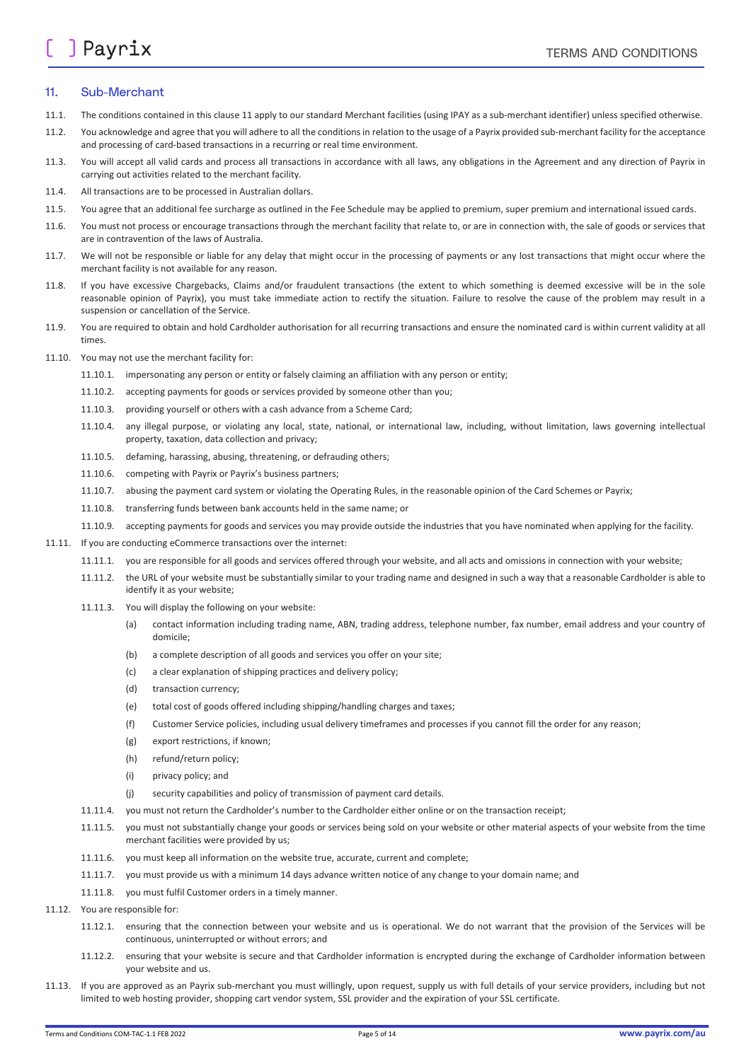## 11. Sub-Merchant

11.1. The conditions contained in this clause 11 apply to our standard Merchant facilities (using IPAY as a sub-merchant identifier) unless specified otherwise.

11.2. You acknowledge and agree that you will adhere to all the conditions in relation to the usage of a Payrix provided sub-merchant facility for the acceptance and processing of card-based transactions in a recurring or real time environment.

11.3. You will accept all valid cards and process all transactions in accordance with all laws, any obligations in the Agreement and any direction of Payrix in carrying out activities related to the merchant facility.

11.4. All transactions are to be processed in Australian dollars.

11.5. You agree that an additional fee surcharge as outlined in the Fee Schedule may be applied to premium, super premium and international issued cards.

11.6. You must not process or encourage transactions through the merchant facility that relate to, or are in connection with, the sale of goods or services that are in contravention of the laws of Australia.

11.7. We will not be responsible or liable for any delay that might occur in the processing of payments or any lost transactions that might occur where the merchant facility is not available for any reason.

11.8. If you have excessive Chargebacks, Claims and/or fraudulent transactions (the extent to which something is deemed excessive will be in the sole reasonable opinion of Payrix), you must take immediate action to rectify the situation. Failure to resolve the cause of the problem may result in a suspension or cancellation of the Service.

11.9. You are required to obtain and hold Cardholder authorisation for all recurring transactions and ensure the nominated card is within current validity at all times.

11.10. You may not use the merchant facility for:

- 11.10.1. impersonating any person or entity or falsely claiming an affiliation with any person or entity;
- 11.10.2. accepting payments for goods or services provided by someone other than you;
- 11.10.3. providing yourself or others with a cash advance from a Scheme Card;
- 11.10.4. any illegal purpose, or violating any local, state, national, or international law, including, without limitation, laws governing intellectual property, taxation, data collection and privacy;
- 11.10.5. defaming, harassing, abusing, threatening, or defrauding others;
- 11.10.6. competing with Payrix or Payrix's business partners;
- 11.10.7. abusing the payment card system or violating the Operating Rules, in the reasonable opinion of the Card Schemes or Payrix;
- 11.10.8. transferring funds between bank accounts held in the same name; or
- 11.10.9. accepting payments for goods and services you may provide outside the industries that you have nominated when applying for the facility.

11.11. If you are conducting eCommerce transactions over the internet:

- 11.11.1. you are responsible for all goods and services offered through your website, and all acts and omissions in connection with your website;
- 11.11.2. the URL of your website must be substantially similar to your trading name and designed in such a way that a reasonable Cardholder is able to identify it as your website;
- 11.11.3. You will display the following on your website:
  - (a) contact information including trading name, ABN, trading address, telephone number, fax number, email address and your country of domicile;
  - (b) a complete description of all goods and services you offer on your site;
  - (c) a clear explanation of shipping practices and delivery policy;
  - (d) transaction currency;
  - (e) total cost of goods offered including shipping/handling charges and taxes;
  - (f) Customer Service policies, including usual delivery timeframes and processes if you cannot fill the order for any reason;
  - (g) export restrictions, if known;
  - (h) refund/return policy;
  - (i) privacy policy; and
  - (j) security capabilities and policy of transmission of payment card details.
- 11.11.4. you must not return the Cardholder's number to the Cardholder either online or on the transaction receipt;
- 11.11.5. you must not substantially change your goods or services being sold on your website or other material aspects of your website from the time merchant facilities were provided by us;
- 11.11.6. you must keep all information on the website true, accurate, current and complete;
- 11.11.7. you must provide us with a minimum 14 days advance written notice of any change to your domain name; and
- 11.11.8. you must fulfil Customer orders in a timely manner.

11.12. You are responsible for:

- 11.12.1. ensuring that the connection between your website and us is operational. We do not warrant that the provision of the Services will be continuous, uninterrupted or without errors; and
- 11.12.2. ensuring that your website is secure and that Cardholder information is encrypted during the exchange of Cardholder information between your website and us.

11.13. If you are approved as an Payrix sub-merchant you must willingly, upon request, supply us with full details of your service providers, including but not limited to web hosting provider, shopping cart vendor system, SSL provider and the expiration of your SSL certificate.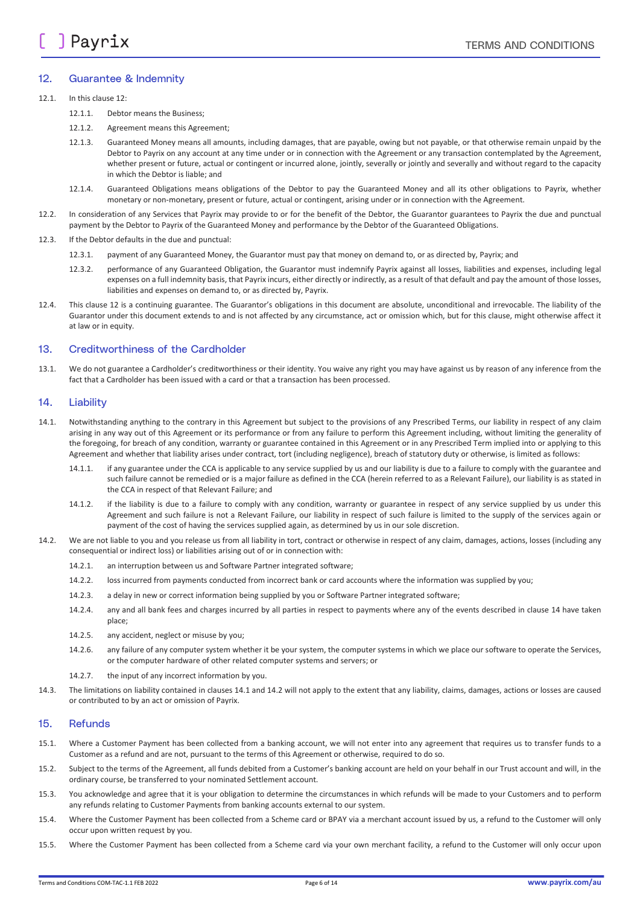## 12. Guarantee & Indemnity

12.1. In this clause 12:

12.1.1. Debtor means the Business;

12.1.2. Agreement means this Agreement;

12.1.3. Guaranteed Money means all amounts, including damages, that are payable, owing but not payable, or that otherwise remain unpaid by the Debtor to Payrix on any account at any time under or in connection with the Agreement or any transaction contemplated by the Agreement, whether present or future, actual or contingent or incurred alone, jointly, severally or jointly and severally and without regard to the capacity in which the Debtor is liable; and

12.1.4. Guaranteed Obligations means obligations of the Debtor to pay the Guaranteed Money and all its other obligations to Payrix, whether monetary or non-monetary, present or future, actual or contingent, arising under or in connection with the Agreement.

12.2. In consideration of any Services that Payrix may provide to or for the benefit of the Debtor, the Guarantor guarantees to Payrix the due and punctual payment by the Debtor to Payrix of the Guaranteed Money and performance by the Debtor of the Guaranteed Obligations.

12.3. If the Debtor defaults in the due and punctual:

12.3.1. payment of any Guaranteed Money, the Guarantor must pay that money on demand to, or as directed by, Payrix; and

12.3.2. performance of any Guaranteed Obligation, the Guarantor must indemnify Payrix against all losses, liabilities and expenses, including legal expenses on a full indemnity basis, that Payrix incurs, either directly or indirectly, as a result of that default and pay the amount of those losses, liabilities and expenses on demand to, or as directed by, Payrix.

12.4. This clause 12 is a continuing guarantee. The Guarantor's obligations in this document are absolute, unconditional and irrevocable. The liability of the Guarantor under this document extends to and is not affected by any circumstance, act or omission which, but for this clause, might otherwise affect it at law or in equity.

## 13. Creditworthiness of the Cardholder

13.1. We do not guarantee a Cardholder's creditworthiness or their identity. You waive any right you may have against us by reason of any inference from the fact that a Cardholder has been issued with a card or that a transaction has been processed.

## 14. Liability

14.1. Notwithstanding anything to the contrary in this Agreement but subject to the provisions of any Prescribed Terms, our liability in respect of any claim arising in any way out of this Agreement or its performance or from any failure to perform this Agreement including, without limiting the generality of the foregoing, for breach of any condition, warranty or guarantee contained in this Agreement or in any Prescribed Term implied into or applying to this Agreement and whether that liability arises under contract, tort (including negligence), breach of statutory duty or otherwise, is limited as follows:

14.1.1. if any guarantee under the CCA is applicable to any service supplied by us and our liability is due to a failure to comply with the guarantee and such failure cannot be remedied or is a major failure as defined in the CCA (herein referred to as a Relevant Failure), our liability is as stated in the CCA in respect of that Relevant Failure; and

14.1.2. if the liability is due to a failure to comply with any condition, warranty or guarantee in respect of any service supplied by us under this Agreement and such failure is not a Relevant Failure, our liability in respect of such failure is limited to the supply of the services again or payment of the cost of having the services supplied again, as determined by us in our sole discretion.

14.2. We are not liable to you and you release us from all liability in tort, contract or otherwise in respect of any claim, damages, actions, losses (including any consequential or indirect loss) or liabilities arising out of or in connection with:

14.2.1. an interruption between us and Software Partner integrated software;

14.2.2. loss incurred from payments conducted from incorrect bank or card accounts where the information was supplied by you;

14.2.3. a delay in new or correct information being supplied by you or Software Partner integrated software;

14.2.4. any and all bank fees and charges incurred by all parties in respect to payments where any of the events described in clause 14 have taken place;

14.2.5. any accident, neglect or misuse by you;

14.2.6. any failure of any computer system whether it be your system, the computer systems in which we place our software to operate the Services, or the computer hardware of other related computer systems and servers; or

14.2.7. the input of any incorrect information by you.

14.3. The limitations on liability contained in clauses 14.1 and 14.2 will not apply to the extent that any liability, claims, damages, actions or losses are caused or contributed to by an act or omission of Payrix.

## 15. Refunds

15.1. Where a Customer Payment has been collected from a banking account, we will not enter into any agreement that requires us to transfer funds to a Customer as a refund and are not, pursuant to the terms of this Agreement or otherwise, required to do so.

15.2. Subject to the terms of the Agreement, all funds debited from a Customer's banking account are held on your behalf in our Trust account and will, in the ordinary course, be transferred to your nominated Settlement account.

15.3. You acknowledge and agree that it is your obligation to determine the circumstances in which refunds will be made to your Customers and to perform any refunds relating to Customer Payments from banking accounts external to our system.

15.4. Where the Customer Payment has been collected from a Scheme card or BPAY via a merchant account issued by us, a refund to the Customer will only occur upon written request by you.

15.5. Where the Customer Payment has been collected from a Scheme card via your own merchant facility, a refund to the Customer will only occur upon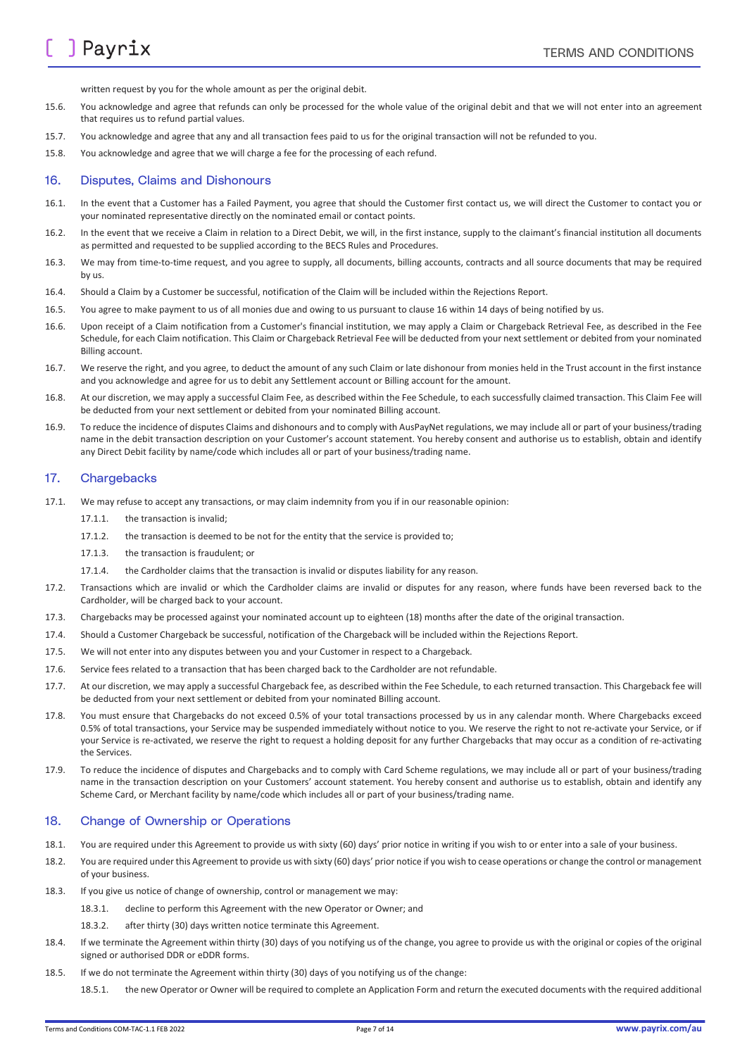written request by you for the whole amount as per the original debit.

15.6. You acknowledge and agree that refunds can only be processed for the whole value of the original debit and that we will not enter into an agreement that requires us to refund partial values.

15.7. You acknowledge and agree that any and all transaction fees paid to us for the original transaction will not be refunded to you.

15.8. You acknowledge and agree that we will charge a fee for the processing of each refund.

## 16. Disputes, Claims and Dishonours

16.1. In the event that a Customer has a Failed Payment, you agree that should the Customer first contact us, we will direct the Customer to contact you or your nominated representative directly on the nominated email or contact points.

16.2. In the event that we receive a Claim in relation to a Direct Debit, we will, in the first instance, supply to the claimant's financial institution all documents as permitted and requested to be supplied according to the BECS Rules and Procedures.

16.3. We may from time-to-time request, and you agree to supply, all documents, billing accounts, contracts and all source documents that may be required by us.

16.4. Should a Claim by a Customer be successful, notification of the Claim will be included within the Rejections Report.

16.5. You agree to make payment to us of all monies due and owing to us pursuant to clause 16 within 14 days of being notified by us.

16.6. Upon receipt of a Claim notification from a Customer's financial institution, we may apply a Claim or Chargeback Retrieval Fee, as described in the Fee Schedule, for each Claim notification. This Claim or Chargeback Retrieval Fee will be deducted from your next settlement or debited from your nominated Billing account.

16.7. We reserve the right, and you agree, to deduct the amount of any such Claim or late dishonour from monies held in the Trust account in the first instance and you acknowledge and agree for us to debit any Settlement account or Billing account for the amount.

16.8. At our discretion, we may apply a successful Claim Fee, as described within the Fee Schedule, to each successfully claimed transaction. This Claim Fee will be deducted from your next settlement or debited from your nominated Billing account.

16.9. To reduce the incidence of disputes Claims and dishonours and to comply with AusPayNet regulations, we may include all or part of your business/trading name in the debit transaction description on your Customer's account statement. You hereby consent and authorise us to establish, obtain and identify any Direct Debit facility by name/code which includes all or part of your business/trading name.

## 17. Chargebacks

17.1. We may refuse to accept any transactions, or may claim indemnity from you if in our reasonable opinion:

17.1.1. the transaction is invalid;

17.1.2. the transaction is deemed to be not for the entity that the service is provided to;

17.1.3. the transaction is fraudulent; or

17.1.4. the Cardholder claims that the transaction is invalid or disputes liability for any reason.

17.2. Transactions which are invalid or which the Cardholder claims are invalid or disputes for any reason, where funds have been reversed back to the Cardholder, will be charged back to your account.

17.3. Chargebacks may be processed against your nominated account up to eighteen (18) months after the date of the original transaction.

17.4. Should a Customer Chargeback be successful, notification of the Chargeback will be included within the Rejections Report.

17.5. We will not enter into any disputes between you and your Customer in respect to a Chargeback.

17.6. Service fees related to a transaction that has been charged back to the Cardholder are not refundable.

17.7. At our discretion, we may apply a successful Chargeback fee, as described within the Fee Schedule, to each returned transaction. This Chargeback fee will be deducted from your next settlement or debited from your nominated Billing account.

17.8. You must ensure that Chargebacks do not exceed 0.5% of your total transactions processed by us in any calendar month. Where Chargebacks exceed 0.5% of total transactions, your Service may be suspended immediately without notice to you. We reserve the right to not re-activate your Service, or if your Service is re-activated, we reserve the right to request a holding deposit for any further Chargebacks that may occur as a condition of re-activating the Services.

17.9. To reduce the incidence of disputes and Chargebacks and to comply with Card Scheme regulations, we may include all or part of your business/trading name in the transaction description on your Customers' account statement. You hereby consent and authorise us to establish, obtain and identify any Scheme Card, or Merchant facility by name/code which includes all or part of your business/trading name.

## 18. Change of Ownership or Operations

18.1. You are required under this Agreement to provide us with sixty (60) days' prior notice in writing if you wish to or enter into a sale of your business.

18.2. You are required under this Agreement to provide us with sixty (60) days' prior notice if you wish to cease operations or change the control or management of your business.

18.3. If you give us notice of change of ownership, control or management we may:

18.3.1. decline to perform this Agreement with the new Operator or Owner; and

18.3.2. after thirty (30) days written notice terminate this Agreement.

18.4. If we terminate the Agreement within thirty (30) days of you notifying us of the change, you agree to provide us with the original or copies of the original signed or authorised DDR or eDDR forms.

18.5. If we do not terminate the Agreement within thirty (30) days of you notifying us of the change:

18.5.1. the new Operator or Owner will be required to complete an Application Form and return the executed documents with the required additional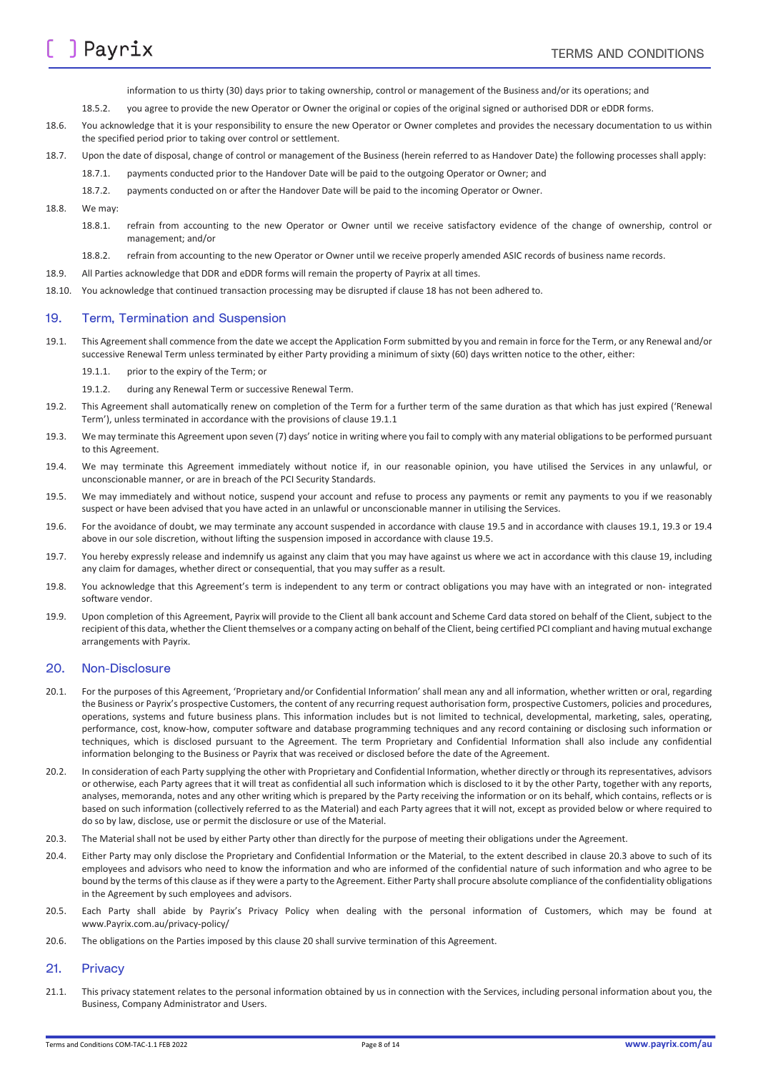information to us thirty (30) days prior to taking ownership, control or management of the Business and/or its operations; and

18.5.2. you agree to provide the new Operator or Owner the original or copies of the original signed or authorised DDR or eDDR forms.

18.6. You acknowledge that it is your responsibility to ensure the new Operator or Owner completes and provides the necessary documentation to us within the specified period prior to taking over control or settlement.

18.7. Upon the date of disposal, change of control or management of the Business (herein referred to as Handover Date) the following processes shall apply:

18.7.1. payments conducted prior to the Handover Date will be paid to the outgoing Operator or Owner; and

18.7.2. payments conducted on or after the Handover Date will be paid to the incoming Operator or Owner.

18.8. We may:

18.8.1. refrain from accounting to the new Operator or Owner until we receive satisfactory evidence of the change of ownership, control or management; and/or

18.8.2. refrain from accounting to the new Operator or Owner until we receive properly amended ASIC records of business name records.

18.9. All Parties acknowledge that DDR and eDDR forms will remain the property of Payrix at all times.

18.10. You acknowledge that continued transaction processing may be disrupted if clause 18 has not been adhered to.

## 19. Term, Termination and Suspension

19.1. This Agreement shall commence from the date we accept the Application Form submitted by you and remain in force for the Term, or any Renewal and/or successive Renewal Term unless terminated by either Party providing a minimum of sixty (60) days written notice to the other, either:

19.1.1. prior to the expiry of the Term; or

19.1.2. during any Renewal Term or successive Renewal Term.

19.2. This Agreement shall automatically renew on completion of the Term for a further term of the same duration as that which has just expired ('Renewal Term'), unless terminated in accordance with the provisions of clause 19.1.1

19.3. We may terminate this Agreement upon seven (7) days' notice in writing where you fail to comply with any material obligations to be performed pursuant to this Agreement.

19.4. We may terminate this Agreement immediately without notice if, in our reasonable opinion, you have utilised the Services in any unlawful, or unconscionable manner, or are in breach of the PCI Security Standards.

19.5. We may immediately and without notice, suspend your account and refuse to process any payments or remit any payments to you if we reasonably suspect or have been advised that you have acted in an unlawful or unconscionable manner in utilising the Services.

19.6. For the avoidance of doubt, we may terminate any account suspended in accordance with clause 19.5 and in accordance with clauses 19.1, 19.3 or 19.4 above in our sole discretion, without lifting the suspension imposed in accordance with clause 19.5.

19.7. You hereby expressly release and indemnify us against any claim that you may have against us where we act in accordance with this clause 19, including any claim for damages, whether direct or consequential, that you may suffer as a result.

19.8. You acknowledge that this Agreement's term is independent to any term or contract obligations you may have with an integrated or non- integrated software vendor.

19.9. Upon completion of this Agreement, Payrix will provide to the Client all bank account and Scheme Card data stored on behalf of the Client, subject to the recipient of this data, whether the Client themselves or a company acting on behalf of the Client, being certified PCI compliant and having mutual exchange arrangements with Payrix.

## 20. Non-Disclosure

20.1. For the purposes of this Agreement, 'Proprietary and/or Confidential Information' shall mean any and all information, whether written or oral, regarding the Business or Payrix's prospective Customers, the content of any recurring request authorisation form, prospective Customers, policies and procedures, operations, systems and future business plans. This information includes but is not limited to technical, developmental, marketing, sales, operating, performance, cost, know-how, computer software and database programming techniques and any record containing or disclosing such information or techniques, which is disclosed pursuant to the Agreement. The term Proprietary and Confidential Information shall also include any confidential information belonging to the Business or Payrix that was received or disclosed before the date of the Agreement.

20.2. In consideration of each Party supplying the other with Proprietary and Confidential Information, whether directly or through its representatives, advisors or otherwise, each Party agrees that it will treat as confidential all such information which is disclosed to it by the other Party, together with any reports, analyses, memoranda, notes and any other writing which is prepared by the Party receiving the information or on its behalf, which contains, reflects or is based on such information (collectively referred to as the Material) and each Party agrees that it will not, except as provided below or where required to do so by law, disclose, use or permit the disclosure or use of the Material.

20.3. The Material shall not be used by either Party other than directly for the purpose of meeting their obligations under the Agreement.

20.4. Either Party may only disclose the Proprietary and Confidential Information or the Material, to the extent described in clause 20.3 above to such of its employees and advisors who need to know the information and who are informed of the confidential nature of such information and who agree to be bound by the terms of this clause as if they were a party to the Agreement. Either Party shall procure absolute compliance of the confidentiality obligations in the Agreement by such employees and advisors.

20.5. Each Party shall abide by Payrix's Privacy Policy when dealing with the personal information of Customers, which may be found at www.Payrix.com.au/privacy-policy/

20.6. The obligations on the Parties imposed by this clause 20 shall survive termination of this Agreement.

## 21. Privacy

21.1. This privacy statement relates to the personal information obtained by us in connection with the Services, including personal information about you, the Business, Company Administrator and Users.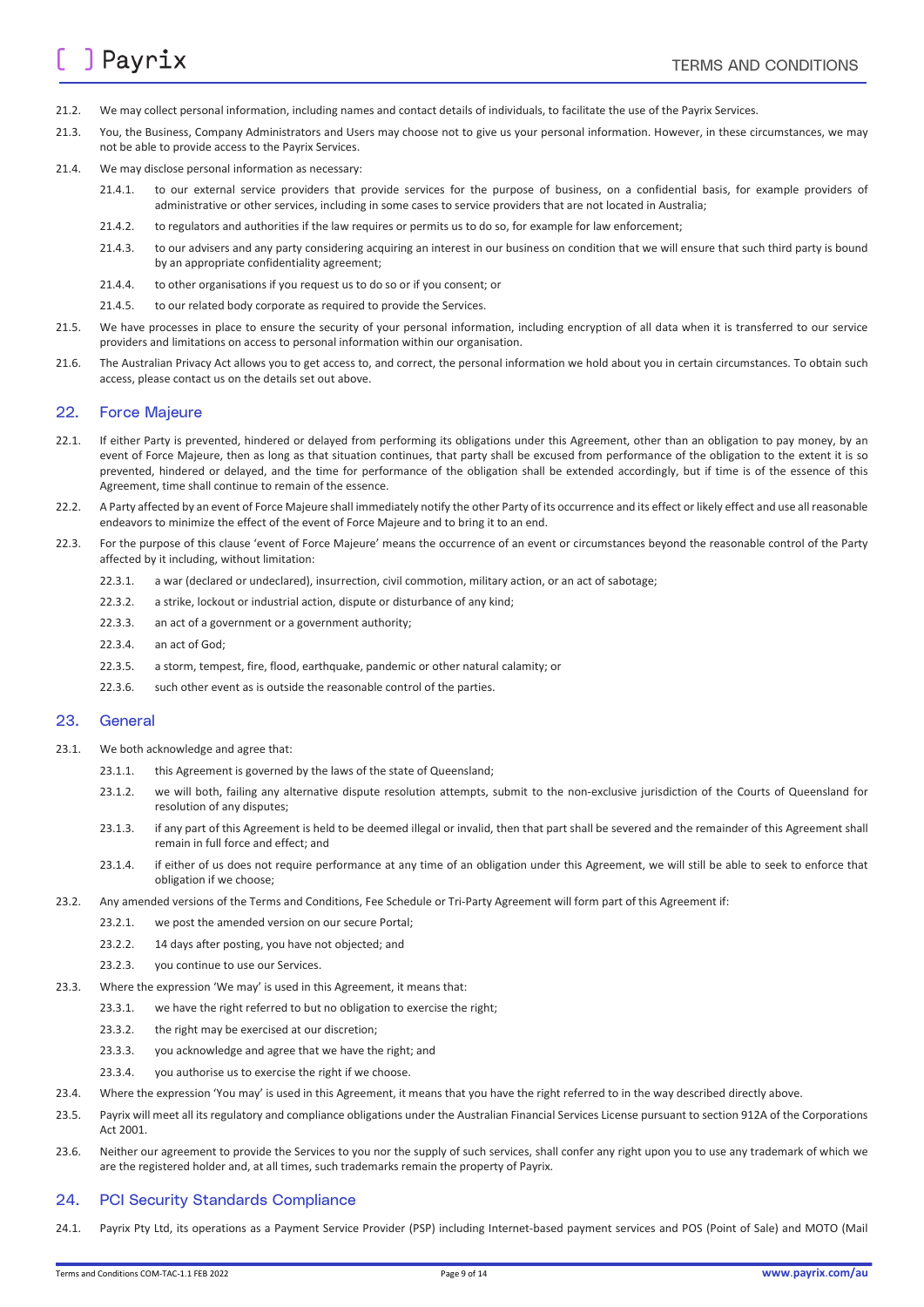21.2. We may collect personal information, including names and contact details of individuals, to facilitate the use of the Payrix Services.

21.3. You, the Business, Company Administrators and Users may choose not to give us your personal information. However, in these circumstances, we may not be able to provide access to the Payrix Services.

21.4. We may disclose personal information as necessary:

- 21.4.1. to our external service providers that provide services for the purpose of business, on a confidential basis, for example providers of administrative or other services, including in some cases to service providers that are not located in Australia;
- 21.4.2. to regulators and authorities if the law requires or permits us to do so, for example for law enforcement;
- 21.4.3. to our advisers and any party considering acquiring an interest in our business on condition that we will ensure that such third party is bound by an appropriate confidentiality agreement;
- 21.4.4. to other organisations if you request us to do so or if you consent; or
- 21.4.5. to our related body corporate as required to provide the Services.

21.5. We have processes in place to ensure the security of your personal information, including encryption of all data when it is transferred to our service providers and limitations on access to personal information within our organisation.

21.6. The Australian Privacy Act allows you to get access to, and correct, the personal information we hold about you in certain circumstances. To obtain such access, please contact us on the details set out above.

## 22. Force Majeure

22.1. If either Party is prevented, hindered or delayed from performing its obligations under this Agreement, other than an obligation to pay money, by an event of Force Majeure, then as long as that situation continues, that party shall be excused from performance of the obligation to the extent it is so prevented, hindered or delayed, and the time for performance of the obligation shall be extended accordingly, but if time is of the essence of this Agreement, time shall continue to remain of the essence.

22.2. A Party affected by an event of Force Majeure shall immediately notify the other Party of its occurrence and its effect or likely effect and use all reasonable endeavors to minimize the effect of the event of Force Majeure and to bring it to an end.

22.3. For the purpose of this clause 'event of Force Majeure' means the occurrence of an event or circumstances beyond the reasonable control of the Party affected by it including, without limitation:

- 22.3.1. a war (declared or undeclared), insurrection, civil commotion, military action, or an act of sabotage;
- 22.3.2. a strike, lockout or industrial action, dispute or disturbance of any kind;
- 22.3.3. an act of a government or a government authority;
- 22.3.4. an act of God;
- 22.3.5. a storm, tempest, fire, flood, earthquake, pandemic or other natural calamity; or
- 22.3.6. such other event as is outside the reasonable control of the parties.

## 23. General

23.1. We both acknowledge and agree that:

- 23.1.1. this Agreement is governed by the laws of the state of Queensland;
- 23.1.2. we will both, failing any alternative dispute resolution attempts, submit to the non-exclusive jurisdiction of the Courts of Queensland for resolution of any disputes;
- 23.1.3. if any part of this Agreement is held to be deemed illegal or invalid, then that part shall be severed and the remainder of this Agreement shall remain in full force and effect; and
- 23.1.4. if either of us does not require performance at any time of an obligation under this Agreement, we will still be able to seek to enforce that obligation if we choose;

23.2. Any amended versions of the Terms and Conditions, Fee Schedule or Tri-Party Agreement will form part of this Agreement if:

- 23.2.1. we post the amended version on our secure Portal;
- 23.2.2. 14 days after posting, you have not objected; and
- 23.2.3. you continue to use our Services.

23.3. Where the expression 'We may' is used in this Agreement, it means that:

- 23.3.1. we have the right referred to but no obligation to exercise the right;
- 23.3.2. the right may be exercised at our discretion;
- 23.3.3. you acknowledge and agree that we have the right; and
- 23.3.4. you authorise us to exercise the right if we choose.

23.4. Where the expression 'You may' is used in this Agreement, it means that you have the right referred to in the way described directly above.

23.5. Payrix will meet all its regulatory and compliance obligations under the Australian Financial Services License pursuant to section 912A of the Corporations Act 2001.

23.6. Neither our agreement to provide the Services to you nor the supply of such services, shall confer any right upon you to use any trademark of which we are the registered holder and, at all times, such trademarks remain the property of Payrix.

## 24. PCI Security Standards Compliance

24.1. Payrix Pty Ltd, its operations as a Payment Service Provider (PSP) including Internet-based payment services and POS (Point of Sale) and MOTO (Mail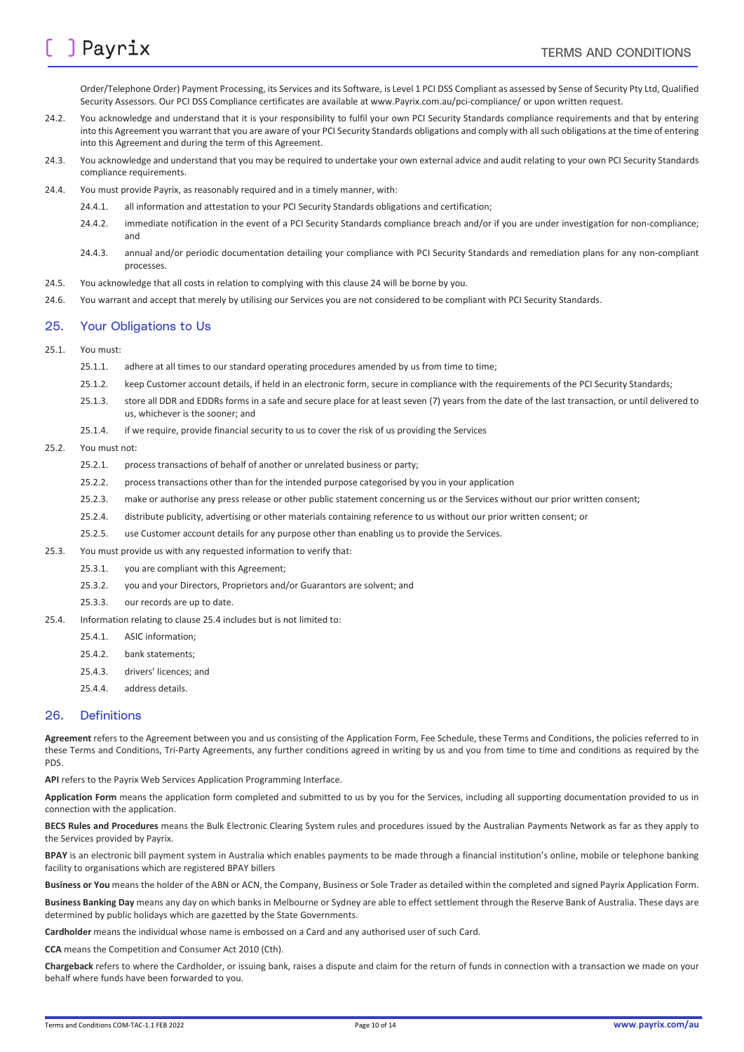Order/Telephone Order) Payment Processing, its Services and its Software, is Level 1 PCI DSS Compliant as assessed by Sense of Security Pty Ltd, Qualified Security Assessors. Our PCI DSS Compliance certificates are available at www.Payrix.com.au/pci-compliance/ or upon written request.

24.2. You acknowledge and understand that it is your responsibility to fulfil your own PCI Security Standards compliance requirements and that by entering into this Agreement you warrant that you are aware of your PCI Security Standards obligations and comply with all such obligations at the time of entering into this Agreement and during the term of this Agreement.

24.3. You acknowledge and understand that you may be required to undertake your own external advice and audit relating to your own PCI Security Standards compliance requirements.

24.4. You must provide Payrix, as reasonably required and in a timely manner, with:

- 24.4.1. all information and attestation to your PCI Security Standards obligations and certification;
- 24.4.2. immediate notification in the event of a PCI Security Standards compliance breach and/or if you are under investigation for non-compliance; and
- 24.4.3. annual and/or periodic documentation detailing your compliance with PCI Security Standards and remediation plans for any non-compliant processes.

24.5. You acknowledge that all costs in relation to complying with this clause 24 will be borne by you.

24.6. You warrant and accept that merely by utilising our Services you are not considered to be compliant with PCI Security Standards.

## 25. Your Obligations to Us

25.1. You must:

- 25.1.1. adhere at all times to our standard operating procedures amended by us from time to time;
- 25.1.2. keep Customer account details, if held in an electronic form, secure in compliance with the requirements of the PCI Security Standards;
- 25.1.3. store all DDR and EDDRs forms in a safe and secure place for at least seven (7) years from the date of the last transaction, or until delivered to us, whichever is the sooner; and
- 25.1.4. if we require, provide financial security to us to cover the risk of us providing the Services

25.2. You must not:

- 25.2.1. process transactions of behalf of another or unrelated business or party;
- 25.2.2. process transactions other than for the intended purpose categorised by you in your application
- 25.2.3. make or authorise any press release or other public statement concerning us or the Services without our prior written consent;
- 25.2.4. distribute publicity, advertising or other materials containing reference to us without our prior written consent; or
- 25.2.5. use Customer account details for any purpose other than enabling us to provide the Services.

25.3. You must provide us with any requested information to verify that:

- 25.3.1. you are compliant with this Agreement;
- 25.3.2. you and your Directors, Proprietors and/or Guarantors are solvent; and
- 25.3.3. our records are up to date.

25.4. Information relating to clause 25.4 includes but is not limited to:

- 25.4.1. ASIC information;
- 25.4.2. bank statements;
- 25.4.3. drivers' licences; and
- 25.4.4. address details.

## 26. Definitions

**Agreement** refers to the Agreement between you and us consisting of the Application Form, Fee Schedule, these Terms and Conditions, the policies referred to in these Terms and Conditions, Tri-Party Agreements, any further conditions agreed in writing by us and you from time to time and conditions as required by the PDS.

**API** refers to the Payrix Web Services Application Programming Interface.

**Application Form** means the application form completed and submitted to us by you for the Services, including all supporting documentation provided to us in connection with the application.

**BECS Rules and Procedures** means the Bulk Electronic Clearing System rules and procedures issued by the Australian Payments Network as far as they apply to the Services provided by Payrix.

**BPAY** is an electronic bill payment system in Australia which enables payments to be made through a financial institution's online, mobile or telephone banking facility to organisations which are registered BPAY billers

**Business or You** means the holder of the ABN or ACN, the Company, Business or Sole Trader as detailed within the completed and signed Payrix Application Form.

**Business Banking Day** means any day on which banks in Melbourne or Sydney are able to effect settlement through the Reserve Bank of Australia. These days are determined by public holidays which are gazetted by the State Governments.

**Cardholder** means the individual whose name is embossed on a Card and any authorised user of such Card.

**CCA** means the Competition and Consumer Act 2010 (Cth).

**Chargeback** refers to where the Cardholder, or issuing bank, raises a dispute and claim for the return of funds in connection with a transaction we made on your behalf where funds have been forwarded to you.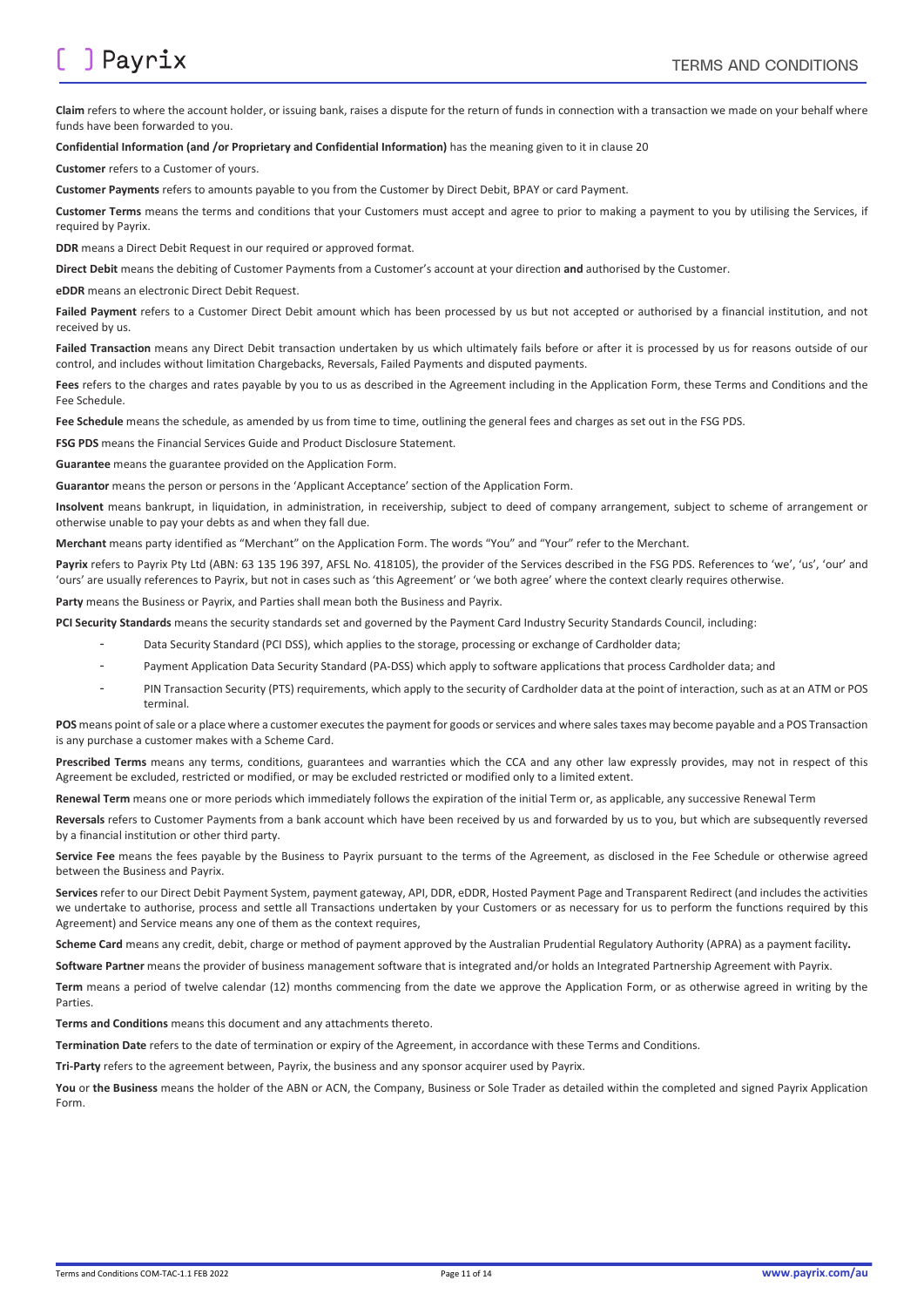**Claim** refers to where the account holder, or issuing bank, raises a dispute for the return of funds in connection with a transaction we made on your behalf where funds have been forwarded to you.

**Confidential Information (and /or Proprietary and Confidential Information)** has the meaning given to it in clause 20

**Customer** refers to a Customer of yours.

**Customer Payments** refers to amounts payable to you from the Customer by Direct Debit, BPAY or card Payment.

**Customer Terms** means the terms and conditions that your Customers must accept and agree to prior to making a payment to you by utilising the Services, if required by Payrix.

**DDR** means a Direct Debit Request in our required or approved format.

**Direct Debit** means the debiting of Customer Payments from a Customer's account at your direction **and** authorised by the Customer.

**eDDR** means an electronic Direct Debit Request.

**Failed Payment** refers to a Customer Direct Debit amount which has been processed by us but not accepted or authorised by a financial institution, and not received by us.

**Failed Transaction** means any Direct Debit transaction undertaken by us which ultimately fails before or after it is processed by us for reasons outside of our control, and includes without limitation Chargebacks, Reversals, Failed Payments and disputed payments.

**Fees** refers to the charges and rates payable by you to us as described in the Agreement including in the Application Form, these Terms and Conditions and the Fee Schedule.

**Fee Schedule** means the schedule, as amended by us from time to time, outlining the general fees and charges as set out in the FSG PDS.

**FSG PDS** means the Financial Services Guide and Product Disclosure Statement.

**Guarantee** means the guarantee provided on the Application Form.

**Guarantor** means the person or persons in the 'Applicant Acceptance' section of the Application Form.

**Insolvent** means bankrupt, in liquidation, in administration, in receivership, subject to deed of company arrangement, subject to scheme of arrangement or otherwise unable to pay your debts as and when they fall due.

**Merchant** means party identified as "Merchant" on the Application Form. The words "You" and "Your" refer to the Merchant.

**Payrix** refers to Payrix Pty Ltd (ABN: 63 135 196 397, AFSL No. 418105), the provider of the Services described in the FSG PDS. References to 'we', 'us', 'our' and 'ours' are usually references to Payrix, but not in cases such as 'this Agreement' or 'we both agree' where the context clearly requires otherwise.

**Party** means the Business or Payrix, and Parties shall mean both the Business and Payrix.

**PCI Security Standards** means the security standards set and governed by the Payment Card Industry Security Standards Council, including:

- Data Security Standard (PCI DSS), which applies to the storage, processing or exchange of Cardholder data;
- Payment Application Data Security Standard (PA-DSS) which apply to software applications that process Cardholder data; and
- PIN Transaction Security (PTS) requirements, which apply to the security of Cardholder data at the point of interaction, such as at an ATM or POS terminal.

**POS** means point of sale or a place where a customer executes the payment for goods or services and where sales taxes may become payable and a POS Transaction is any purchase a customer makes with a Scheme Card.

**Prescribed Terms** means any terms, conditions, guarantees and warranties which the CCA and any other law expressly provides, may not in respect of this Agreement be excluded, restricted or modified, or may be excluded restricted or modified only to a limited extent.

**Renewal Term** means one or more periods which immediately follows the expiration of the initial Term or, as applicable, any successive Renewal Term

**Reversals** refers to Customer Payments from a bank account which have been received by us and forwarded by us to you, but which are subsequently reversed by a financial institution or other third party.

**Service Fee** means the fees payable by the Business to Payrix pursuant to the terms of the Agreement, as disclosed in the Fee Schedule or otherwise agreed between the Business and Payrix.

**Services** refer to our Direct Debit Payment System, payment gateway, API, DDR, eDDR, Hosted Payment Page and Transparent Redirect (and includes the activities we undertake to authorise, process and settle all Transactions undertaken by your Customers or as necessary for us to perform the functions required by this Agreement) and Service means any one of them as the context requires,

**Scheme Card** means any credit, debit, charge or method of payment approved by the Australian Prudential Regulatory Authority (APRA) as a payment facility**.**

**Software Partner** means the provider of business management software that is integrated and/or holds an Integrated Partnership Agreement with Payrix.

**Term** means a period of twelve calendar (12) months commencing from the date we approve the Application Form, or as otherwise agreed in writing by the Parties.

**Terms and Conditions** means this document and any attachments thereto.

**Termination Date** refers to the date of termination or expiry of the Agreement, in accordance with these Terms and Conditions.

**Tri-Party** refers to the agreement between, Payrix, the business and any sponsor acquirer used by Payrix.

**You** or **the Business** means the holder of the ABN or ACN, the Company, Business or Sole Trader as detailed within the completed and signed Payrix Application Form.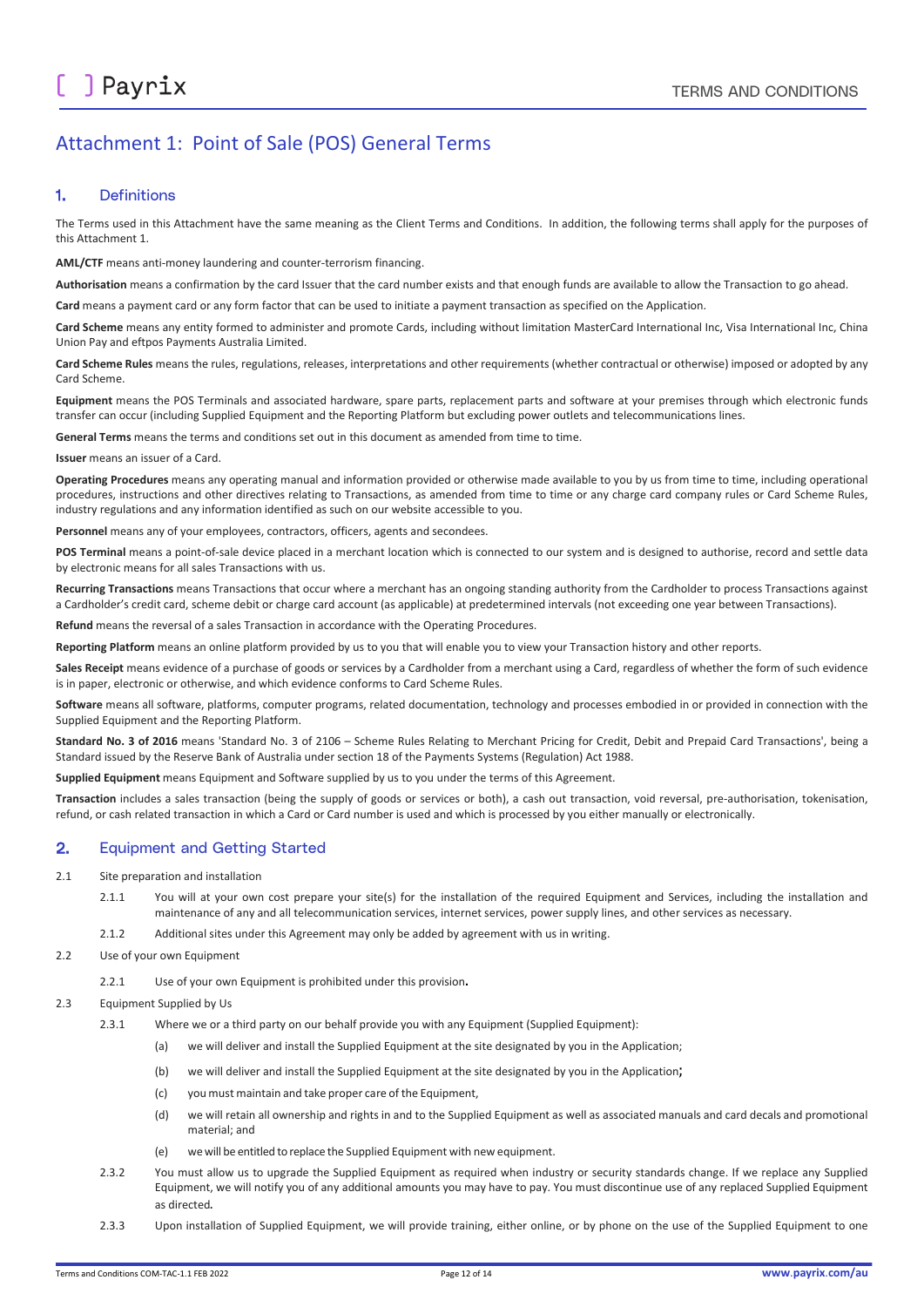# Attachment 1: Point of Sale (POS) General Terms

## 1. Definitions

The Terms used in this Attachment have the same meaning as the Client Terms and Conditions. In addition, the following terms shall apply for the purposes of this Attachment 1.

**AML/CTF** means anti-money laundering and counter-terrorism financing.

**Authorisation** means a confirmation by the card Issuer that the card number exists and that enough funds are available to allow the Transaction to go ahead.

**Card** means a payment card or any form factor that can be used to initiate a payment transaction as specified on the Application.

**Card Scheme** means any entity formed to administer and promote Cards, including without limitation MasterCard International Inc, Visa International Inc, China Union Pay and eftpos Payments Australia Limited.

**Card Scheme Rules** means the rules, regulations, releases, interpretations and other requirements (whether contractual or otherwise) imposed or adopted by any Card Scheme.

**Equipment** means the POS Terminals and associated hardware, spare parts, replacement parts and software at your premises through which electronic funds transfer can occur (including Supplied Equipment and the Reporting Platform but excluding power outlets and telecommunications lines.

**General Terms** means the terms and conditions set out in this document as amended from time to time.

**Issuer** means an issuer of a Card.

**Operating Procedures** means any operating manual and information provided or otherwise made available to you by us from time to time, including operational procedures, instructions and other directives relating to Transactions, as amended from time to time or any charge card company rules or Card Scheme Rules, industry regulations and any information identified as such on our website accessible to you.

**Personnel** means any of your employees, contractors, officers, agents and secondees.

**POS Terminal** means a point-of-sale device placed in a merchant location which is connected to our system and is designed to authorise, record and settle data by electronic means for all sales Transactions with us.

**Recurring Transactions** means Transactions that occur where a merchant has an ongoing standing authority from the Cardholder to process Transactions against a Cardholder's credit card, scheme debit or charge card account (as applicable) at predetermined intervals (not exceeding one year between Transactions).

**Refund** means the reversal of a sales Transaction in accordance with the Operating Procedures.

**Reporting Platform** means an online platform provided by us to you that will enable you to view your Transaction history and other reports.

**Sales Receipt** means evidence of a purchase of goods or services by a Cardholder from a merchant using a Card, regardless of whether the form of such evidence is in paper, electronic or otherwise, and which evidence conforms to Card Scheme Rules.

**Software** means all software, platforms, computer programs, related documentation, technology and processes embodied in or provided in connection with the Supplied Equipment and the Reporting Platform.

**Standard No. 3 of 2016** means 'Standard No. 3 of 2106 – Scheme Rules Relating to Merchant Pricing for Credit, Debit and Prepaid Card Transactions', being a Standard issued by the Reserve Bank of Australia under section 18 of the Payments Systems (Regulation) Act 1988.

**Supplied Equipment** means Equipment and Software supplied by us to you under the terms of this Agreement.

**Transaction** includes a sales transaction (being the supply of goods or services or both), a cash out transaction, void reversal, pre-authorisation, tokenisation, refund, or cash related transaction in which a Card or Card number is used and which is processed by you either manually or electronically.

## 2. Equipment and Getting Started

2.1 Site preparation and installation

2.1.1 You will at your own cost prepare your site(s) for the installation of the required Equipment and Services, including the installation and maintenance of any and all telecommunication services, internet services, power supply lines, and other services as necessary.

2.1.2 Additional sites under this Agreement may only be added by agreement with us in writing.

2.2 Use of your own Equipment

2.2.1 Use of your own Equipment is prohibited under this provision**.**

2.3 Equipment Supplied by Us

2.3.1 Where we or a third party on our behalf provide you with any Equipment (Supplied Equipment):

(a) we will deliver and install the Supplied Equipment at the site designated by you in the Application;

(b) we will deliver and install the Supplied Equipment at the site designated by you in the Application**;**

(c) you must maintain and take proper care of the Equipment,

(d) we will retain all ownership and rights in and to the Supplied Equipment as well as associated manuals and card decals and promotional material; and

(e) we will be entitled to replace the Supplied Equipment with new equipment.

2.3.2 You must allow us to upgrade the Supplied Equipment as required when industry or security standards change. If we replace any Supplied Equipment, we will notify you of any additional amounts you may have to pay. You must discontinue use of any replaced Supplied Equipment as directed*.*

2.3.3 Upon installation of Supplied Equipment, we will provide training, either online, or by phone on the use of the Supplied Equipment to one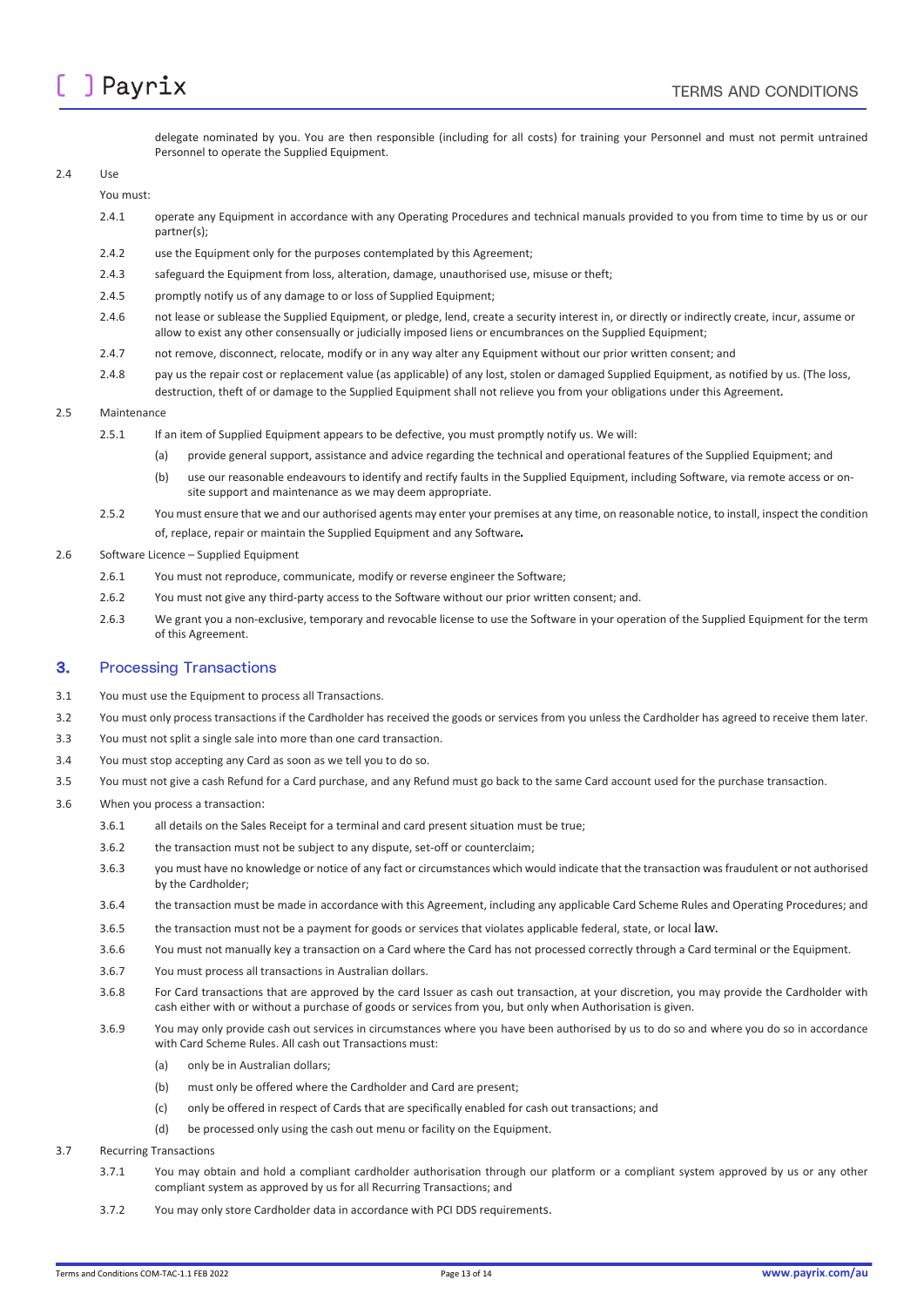delegate nominated by you. You are then responsible (including for all costs) for training your Personnel and must not permit untrained Personnel to operate the Supplied Equipment.

2.4 Use

You must:

2.4.1 operate any Equipment in accordance with any Operating Procedures and technical manuals provided to you from time to time by us or our partner(s);

2.4.2 use the Equipment only for the purposes contemplated by this Agreement;

2.4.3 safeguard the Equipment from loss, alteration, damage, unauthorised use, misuse or theft;

2.4.5 promptly notify us of any damage to or loss of Supplied Equipment;

2.4.6 not lease or sublease the Supplied Equipment, or pledge, lend, create a security interest in, or directly or indirectly create, incur, assume or allow to exist any other consensually or judicially imposed liens or encumbrances on the Supplied Equipment;

2.4.7 not remove, disconnect, relocate, modify or in any way alter any Equipment without our prior written consent; and

2.4.8 pay us the repair cost or replacement value (as applicable) of any lost, stolen or damaged Supplied Equipment, as notified by us. (The loss, destruction, theft of or damage to the Supplied Equipment shall not relieve you from your obligations under this Agreement**.**

2.5 Maintenance

2.5.1 If an item of Supplied Equipment appears to be defective, you must promptly notify us. We will:

(a) provide general support, assistance and advice regarding the technical and operational features of the Supplied Equipment; and

(b) use our reasonable endeavours to identify and rectify faults in the Supplied Equipment, including Software, via remote access or on-site support and maintenance as we may deem appropriate.

2.5.2 You must ensure that we and our authorised agents may enter your premises at any time, on reasonable notice, to install, inspect the condition of, replace, repair or maintain the Supplied Equipment and any Software**.**

2.6 Software Licence – Supplied Equipment

2.6.1 You must not reproduce, communicate, modify or reverse engineer the Software;

2.6.2 You must not give any third-party access to the Software without our prior written consent; and.

2.6.3 We grant you a non-exclusive, temporary and revocable license to use the Software in your operation of the Supplied Equipment for the term of this Agreement.

## 3. Processing Transactions

3.1 You must use the Equipment to process all Transactions.

3.2 You must only process transactions if the Cardholder has received the goods or services from you unless the Cardholder has agreed to receive them later.

3.3 You must not split a single sale into more than one card transaction.

3.4 You must stop accepting any Card as soon as we tell you to do so.

3.5 You must not give a cash Refund for a Card purchase, and any Refund must go back to the same Card account used for the purchase transaction.

3.6 When you process a transaction:

3.6.1 all details on the Sales Receipt for a terminal and card present situation must be true;

3.6.2 the transaction must not be subject to any dispute, set-off or counterclaim;

3.6.3 you must have no knowledge or notice of any fact or circumstances which would indicate that the transaction was fraudulent or not authorised by the Cardholder;

3.6.4 the transaction must be made in accordance with this Agreement, including any applicable Card Scheme Rules and Operating Procedures; and

3.6.5 the transaction must not be a payment for goods or services that violates applicable federal, state, or local law.

3.6.6 You must not manually key a transaction on a Card where the Card has not processed correctly through a Card terminal or the Equipment.

3.6.7 You must process all transactions in Australian dollars.

3.6.8 For Card transactions that are approved by the card Issuer as cash out transaction, at your discretion, you may provide the Cardholder with cash either with or without a purchase of goods or services from you, but only when Authorisation is given.

3.6.9 You may only provide cash out services in circumstances where you have been authorised by us to do so and where you do so in accordance with Card Scheme Rules. All cash out Transactions must:

(a) only be in Australian dollars;

(b) must only be offered where the Cardholder and Card are present;

(c) only be offered in respect of Cards that are specifically enabled for cash out transactions; and

(d) be processed only using the cash out menu or facility on the Equipment.

3.7 Recurring Transactions

3.7.1 You may obtain and hold a compliant cardholder authorisation through our platform or a compliant system approved by us or any other compliant system as approved by us for all Recurring Transactions; and

3.7.2 You may only store Cardholder data in accordance with PCI DDS requirements.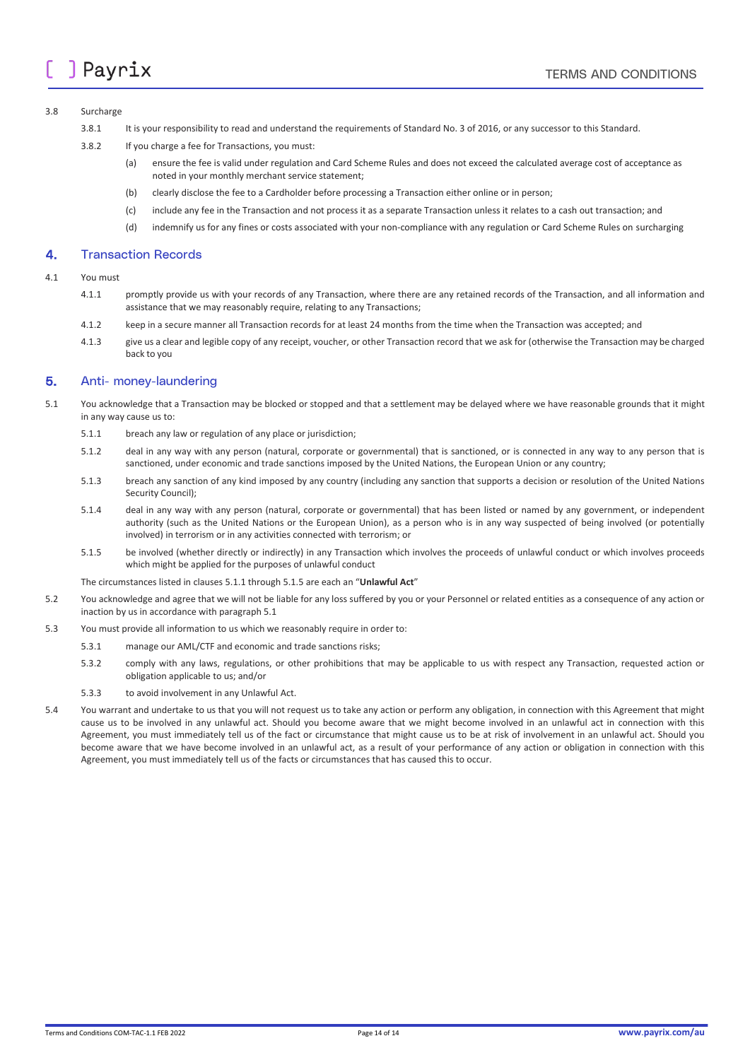3.8 Surcharge

3.8.1 It is your responsibility to read and understand the requirements of Standard No. 3 of 2016, or any successor to this Standard.

3.8.2 If you charge a fee for Transactions, you must:

(a) ensure the fee is valid under regulation and Card Scheme Rules and does not exceed the calculated average cost of acceptance as noted in your monthly merchant service statement;

(b) clearly disclose the fee to a Cardholder before processing a Transaction either online or in person;

(c) include any fee in the Transaction and not process it as a separate Transaction unless it relates to a cash out transaction; and

(d) indemnify us for any fines or costs associated with your non-compliance with any regulation or Card Scheme Rules on surcharging

## 4. Transaction Records

4.1 You must

4.1.1 promptly provide us with your records of any Transaction, where there are any retained records of the Transaction, and all information and assistance that we may reasonably require, relating to any Transactions;

4.1.2 keep in a secure manner all Transaction records for at least 24 months from the time when the Transaction was accepted; and

4.1.3 give us a clear and legible copy of any receipt, voucher, or other Transaction record that we ask for (otherwise the Transaction may be charged back to you

## 5. Anti- money-laundering

5.1 You acknowledge that a Transaction may be blocked or stopped and that a settlement may be delayed where we have reasonable grounds that it might in any way cause us to:

5.1.1 breach any law or regulation of any place or jurisdiction;

5.1.2 deal in any way with any person (natural, corporate or governmental) that is sanctioned, or is connected in any way to any person that is sanctioned, under economic and trade sanctions imposed by the United Nations, the European Union or any country;

5.1.3 breach any sanction of any kind imposed by any country (including any sanction that supports a decision or resolution of the United Nations Security Council);

5.1.4 deal in any way with any person (natural, corporate or governmental) that has been listed or named by any government, or independent authority (such as the United Nations or the European Union), as a person who is in any way suspected of being involved (or potentially involved) in terrorism or in any activities connected with terrorism; or

5.1.5 be involved (whether directly or indirectly) in any Transaction which involves the proceeds of unlawful conduct or which involves proceeds which might be applied for the purposes of unlawful conduct

The circumstances listed in clauses 5.1.1 through 5.1.5 are each an "**Unlawful Act**"

5.2 You acknowledge and agree that we will not be liable for any loss suffered by you or your Personnel or related entities as a consequence of any action or inaction by us in accordance with paragraph 5.1

5.3 You must provide all information to us which we reasonably require in order to:

5.3.1 manage our AML/CTF and economic and trade sanctions risks;

5.3.2 comply with any laws, regulations, or other prohibitions that may be applicable to us with respect any Transaction, requested action or obligation applicable to us; and/or

5.3.3 to avoid involvement in any Unlawful Act.

5.4 You warrant and undertake to us that you will not request us to take any action or perform any obligation, in connection with this Agreement that might cause us to be involved in any unlawful act. Should you become aware that we might become involved in an unlawful act in connection with this Agreement, you must immediately tell us of the fact or circumstance that might cause us to be at risk of involvement in an unlawful act. Should you become aware that we have become involved in an unlawful act, as a result of your performance of any action or obligation in connection with this Agreement, you must immediately tell us of the facts or circumstances that has caused this to occur.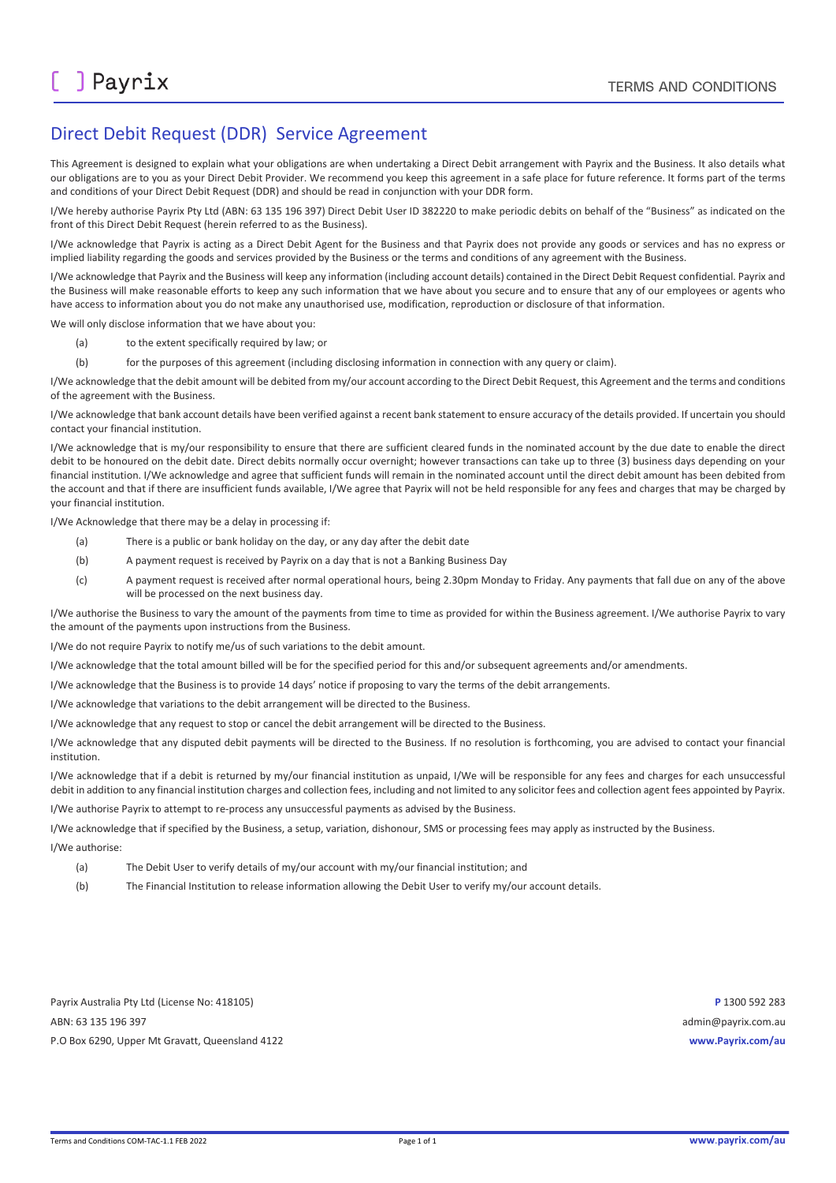# Payrix

TERMS AND CONDITIONS

## Direct Debit Request (DDR) Service Agreement

This Agreement is designed to explain what your obligations are when undertaking a Direct Debit arrangement with Payrix and the Business. It also details what our obligations are to you as your Direct Debit Provider. We recommend you keep this agreement in a safe place for future reference. It forms part of the terms and conditions of your Direct Debit Request (DDR) and should be read in conjunction with your DDR form.

I/We hereby authorise Payrix Pty Ltd (ABN: 63 135 196 397) Direct Debit User ID 382220 to make periodic debits on behalf of the "Business" as indicated on the front of this Direct Debit Request (herein referred to as the Business).

I/We acknowledge that Payrix is acting as a Direct Debit Agent for the Business and that Payrix does not provide any goods or services and has no express or implied liability regarding the goods and services provided by the Business or the terms and conditions of any agreement with the Business.

I/We acknowledge that Payrix and the Business will keep any information (including account details) contained in the Direct Debit Request confidential. Payrix and the Business will make reasonable efforts to keep any such information that we have about you secure and to ensure that any of our employees or agents who have access to information about you do not make any unauthorised use, modification, reproduction or disclosure of that information.

We will only disclose information that we have about you:

(a) to the extent specifically required by law; or

(b) for the purposes of this agreement (including disclosing information in connection with any query or claim).

I/We acknowledge that the debit amount will be debited from my/our account according to the Direct Debit Request, this Agreement and the terms and conditions of the agreement with the Business.

I/We acknowledge that bank account details have been verified against a recent bank statement to ensure accuracy of the details provided. If uncertain you should contact your financial institution.

I/We acknowledge that is my/our responsibility to ensure that there are sufficient cleared funds in the nominated account by the due date to enable the direct debit to be honoured on the debit date. Direct debits normally occur overnight; however transactions can take up to three (3) business days depending on your financial institution. I/We acknowledge and agree that sufficient funds will remain in the nominated account until the direct debit amount has been debited from the account and that if there are insufficient funds available, I/We agree that Payrix will not be held responsible for any fees and charges that may be charged by your financial institution.

I/We Acknowledge that there may be a delay in processing if:

(a) There is a public or bank holiday on the day, or any day after the debit date

(b) A payment request is received by Payrix on a day that is not a Banking Business Day

(c) A payment request is received after normal operational hours, being 2.30pm Monday to Friday. Any payments that fall due on any of the above will be processed on the next business day.

I/We authorise the Business to vary the amount of the payments from time to time as provided for within the Business agreement. I/We authorise Payrix to vary the amount of the payments upon instructions from the Business.

I/We do not require Payrix to notify me/us of such variations to the debit amount.

I/We acknowledge that the total amount billed will be for the specified period for this and/or subsequent agreements and/or amendments.

I/We acknowledge that the Business is to provide 14 days' notice if proposing to vary the terms of the debit arrangements.

I/We acknowledge that variations to the debit arrangement will be directed to the Business.

I/We acknowledge that any request to stop or cancel the debit arrangement will be directed to the Business.

I/We acknowledge that any disputed debit payments will be directed to the Business. If no resolution is forthcoming, you are advised to contact your financial institution.

I/We acknowledge that if a debit is returned by my/our financial institution as unpaid, I/We will be responsible for any fees and charges for each unsuccessful debit in addition to any financial institution charges and collection fees, including and not limited to any solicitor fees and collection agent fees appointed by Payrix.

I/We authorise Payrix to attempt to re-process any unsuccessful payments as advised by the Business.

I/We acknowledge that if specified by the Business, a setup, variation, dishonour, SMS or processing fees may apply as instructed by the Business.

I/We authorise:

(a) The Debit User to verify details of my/our account with my/our financial institution; and

(b) The Financial Institution to release information allowing the Debit User to verify my/our account details.

Payrix Australia Pty Ltd (License No: 418105)
ABN: 63 135 196 397
P.O Box 6290, Upper Mt Gravatt, Queensland 4122

**P** 1300 592 283
admin@payrix.com.au
**www.Payrix.com/au**

Terms and Conditions COM-TAC-1.1 FEB 2022